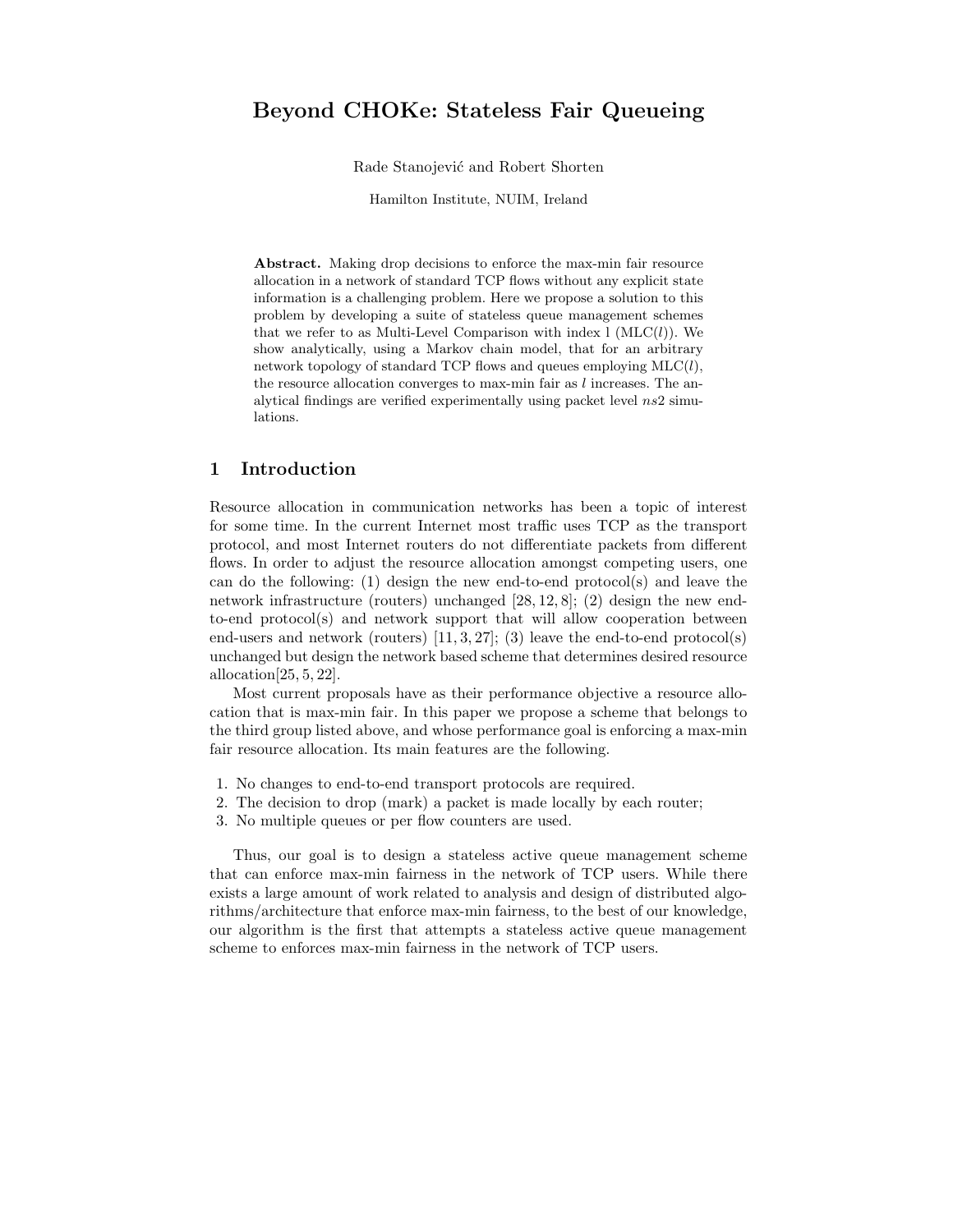# Beyond CHOKe: Stateless Fair Queueing

Rade Stanojević and Robert Shorten

Hamilton Institute, NUIM, Ireland

**Abstract.** Making drop decisions to enforce the max-min fair resource allocation in a network of standard TCP flows without any explicit state information is a challenging problem. Here we propose a solution to this problem by developing a suite of stateless queue management schemes that we refer to as Multi-Level Comparison with index l (MLC($l$)). We show analytically, using a Markov chain model, that for an arbitrary network topology of standard TCP flows and queues employing MLC($l$), the resource allocation converges to max-min fair as $l$ increases. The analytical findings are verified experimentally using packet level *ns2* simulations.

## 1 Introduction

Resource allocation in communication networks has been a topic of interest for some time. In the current Internet most traffic uses TCP as the transport protocol, and most Internet routers do not differentiate packets from different flows. In order to adjust the resource allocation amongst competing users, one can do the following: (1) design the new end-to-end protocol(s) and leave the network infrastructure (routers) unchanged [28, 12, 8]; (2) design the new end-to-end protocol(s) and network support that will allow cooperation between end-users and network (routers) [11, 3, 27]; (3) leave the end-to-end protocol(s) unchanged but design the network based scheme that determines desired resource allocation[25, 5, 22].

Most current proposals have as their performance objective a resource allocation that is max-min fair. In this paper we propose a scheme that belongs to the third group listed above, and whose performance goal is enforcing a max-min fair resource allocation. Its main features are the following.

1. No changes to end-to-end transport protocols are required.
2. The decision to drop (mark) a packet is made locally by each router;
3. No multiple queues or per flow counters are used.

Thus, our goal is to design a stateless active queue management scheme that can enforce max-min fairness in the network of TCP users. While there exists a large amount of work related to analysis and design of distributed algorithms/architecture that enforce max-min fairness, to the best of our knowledge, our algorithm is the first that attempts a stateless active queue management scheme to enforces max-min fairness in the network of TCP users.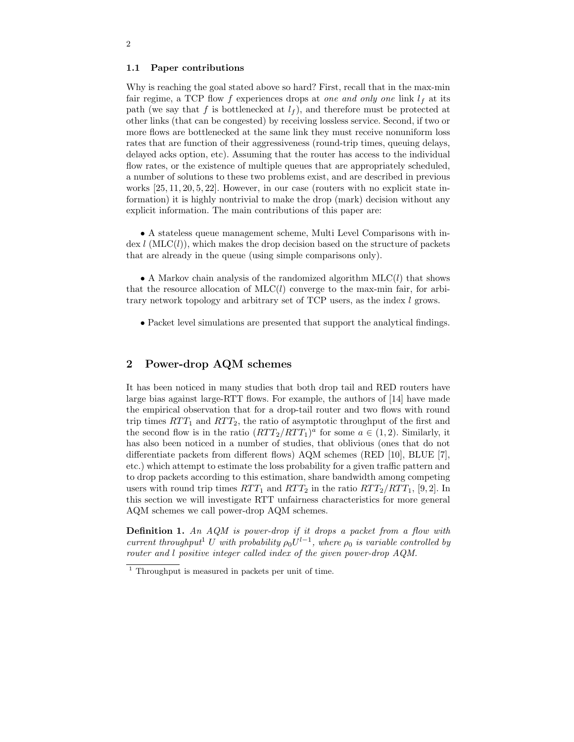### 1.1 Paper contributions

Why is reaching the goal stated above so hard? First, recall that in the max-min fair regime, a TCP flow $f$ experiences drops at *one and only one* link $l_f$ at its path (we say that $f$ is bottlenecked at $l_f$), and therefore must be protected at other links (that can be congested) by receiving lossless service. Second, if two or more flows are bottlenecked at the same link they must receive nonuniform loss rates that are function of their aggressiveness (round-trip times, queuing delays, delayed acks option, etc). Assuming that the router has access to the individual flow rates, or the existence of multiple queues that are appropriately scheduled, a number of solutions to these two problems exist, and are described in previous works [25, 11, 20, 5, 22]. However, in our case (routers with no explicit state information) it is highly nontrivial to make the drop (mark) decision without any explicit information. The main contributions of this paper are:

• A stateless queue management scheme, Multi Level Comparisons with index $l$ (MLC($l$)), which makes the drop decision based on the structure of packets that are already in the queue (using simple comparisons only).

• A Markov chain analysis of the randomized algorithm MLC($l$) that shows that the resource allocation of MLC($l$) converge to the max-min fair, for arbitrary network topology and arbitrary set of TCP users, as the index $l$ grows.

• Packet level simulations are presented that support the analytical findings.

## 2 Power-drop AQM schemes

It has been noticed in many studies that both drop tail and RED routers have large bias against large-RTT flows. For example, the authors of [14] have made the empirical observation that for a drop-tail router and two flows with round trip times $RTT_1$ and $RTT_2$, the ratio of asymptotic throughput of the first and the second flow is in the ratio $(RTT_2/RTT_1)^a$ for some $a \in (1, 2)$. Similarly, it has also been noticed in a number of studies, that oblivious (ones that do not differentiate packets from different flows) AQM schemes (RED [10], BLUE [7], etc.) which attempt to estimate the loss probability for a given traffic pattern and to drop packets according to this estimation, share bandwidth among competing users with round trip times $RTT_1$ and $RTT_2$ in the ratio $RTT_2/RTT_1$, [9, 2]. In this section we will investigate RTT unfairness characteristics for more general AQM schemes we call power-drop AQM schemes.

**Definition 1.** *An AQM is power-drop if it drops a packet from a flow with current throughput[1] $U$ with probability $\rho_0 U^{l-1}$, where $\rho_0$ is variable controlled by router and $l$ positive integer called index of the given power-drop AQM.*

[1] Throughput is measured in packets per unit of time.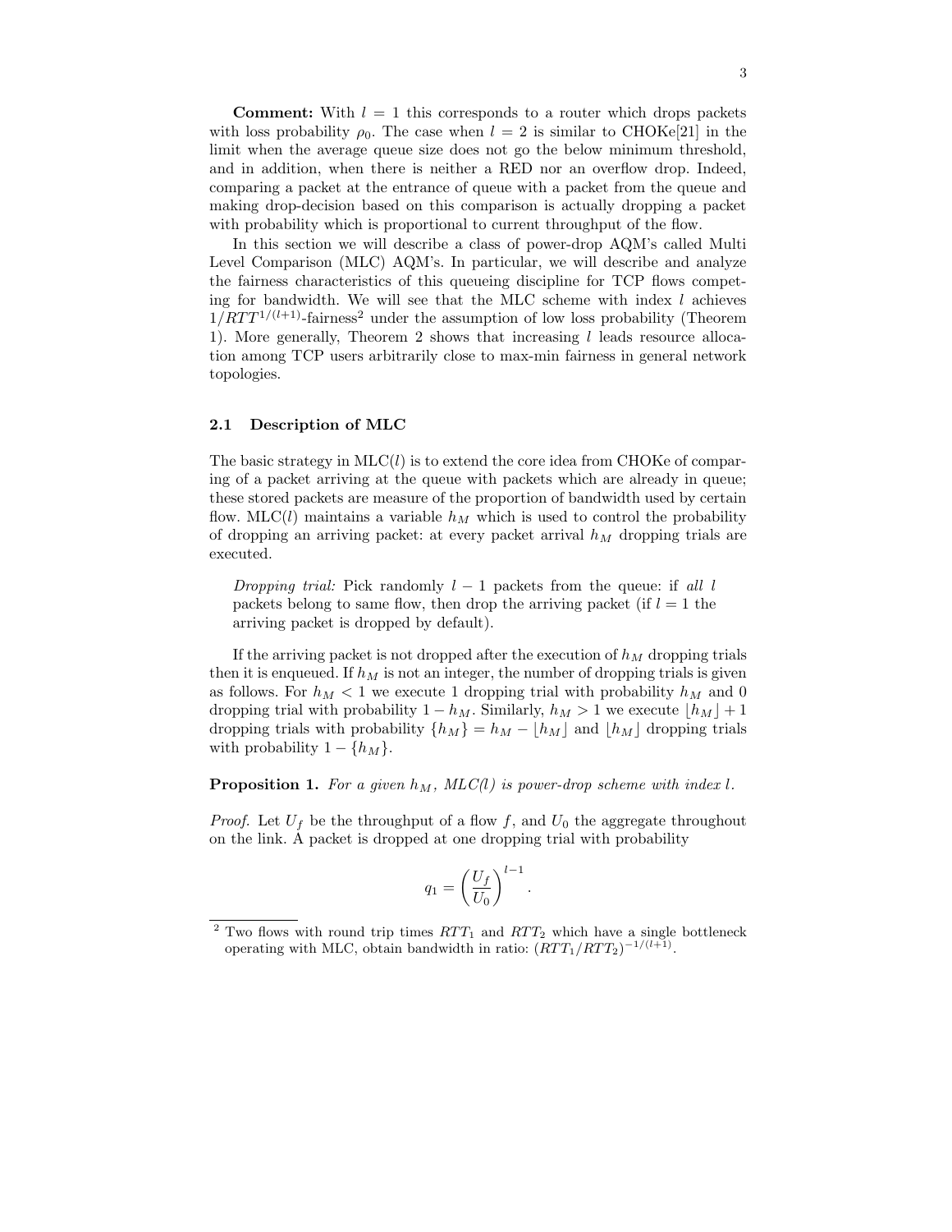**Comment:** With $l = 1$ this corresponds to a router which drops packets with loss probability $\rho_0$. The case when $l = 2$ is similar to CHOKe[21] in the limit when the average queue size does not go the below minimum threshold, and in addition, when there is neither a RED nor an overflow drop. Indeed, comparing a packet at the entrance of queue with a packet from the queue and making drop-decision based on this comparison is actually dropping a packet with probability which is proportional to current throughput of the flow.

In this section we will describe a class of power-drop AQM's called Multi Level Comparison (MLC) AQM's. In particular, we will describe and analyze the fairness characteristics of this queueing discipline for TCP flows competing for bandwidth. We will see that the MLC scheme with index $l$ achieves $1/RTT^{1/(l+1)}$-fairness[2] under the assumption of low loss probability (Theorem 1). More generally, Theorem 2 shows that increasing $l$ leads resource allocation among TCP users arbitrarily close to max-min fairness in general network topologies.

### 2.1 Description of MLC

The basic strategy in MLC($l$) is to extend the core idea from CHOKe of comparing of a packet arriving at the queue with packets which are already in queue; these stored packets are measure of the proportion of bandwidth used by certain flow. MLC($l$) maintains a variable $h_M$ which is used to control the probability of dropping an arriving packet: at every packet arrival $h_M$ dropping trials are executed.

> *Dropping trial:* Pick randomly $l - 1$ packets from the queue: if *all* $l$ packets belong to same flow, then drop the arriving packet (if $l = 1$ the arriving packet is dropped by default).

If the arriving packet is not dropped after the execution of $h_M$ dropping trials then it is enqueued. If $h_M$ is not an integer, the number of dropping trials is given as follows. For $h_M < 1$ we execute 1 dropping trial with probability $h_M$ and 0 dropping trial with probability $1 - h_M$. Similarly, $h_M > 1$ we execute $\lfloor h_M \rfloor + 1$ dropping trials with probability $\{h_M\} = h_M - \lfloor h_M \rfloor$ and $\lfloor h_M \rfloor$ dropping trials with probability $1 - \{h_M\}$.

**Proposition 1.** *For a given $h_M$, MLC(l) is power-drop scheme with index $l$.*

*Proof.* Let $U_f$ be the throughput of a flow $f$, and $U_0$ the aggregate throughout on the link. A packet is dropped at one dropping trial with probability

$$q_1 = \left(\frac{U_f}{U_0}\right)^{l-1}.$$

[2] Two flows with round trip times $RTT_1$ and $RTT_2$ which have a single bottleneck operating with MLC, obtain bandwidth in ratio: $(RTT_1/RTT_2)^{-1/(l+1)}$.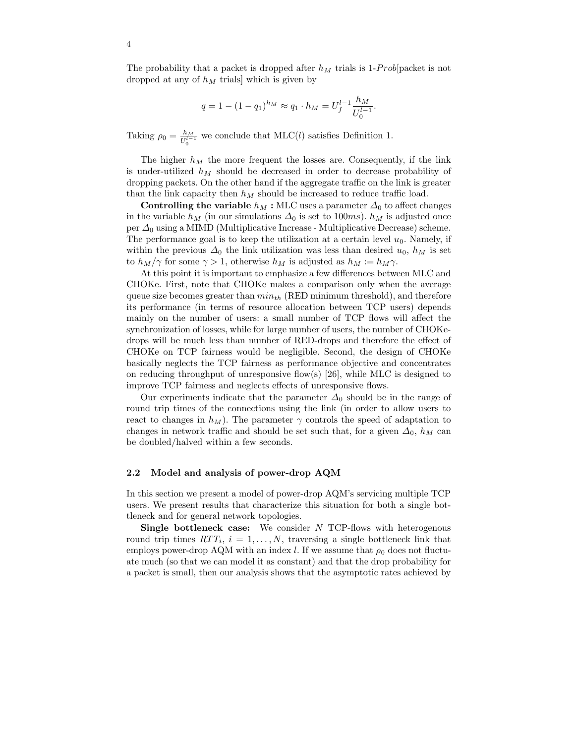The probability that a packet is dropped after $h_M$ trials is 1-$Prob$[packet is not dropped at any of $h_M$ trials] which is given by

$$q = 1 - (1 - q_1)^{h_M} \approx q_1 \cdot h_M = U_f^{l-1} \frac{h_M}{U_0^{l-1}}.$$

Taking $\rho_0 = \frac{h_M}{U_0^{l-1}}$ we conclude that MLC($l$) satisfies Definition 1.

The higher $h_M$ the more frequent the losses are. Consequently, if the link is under-utilized $h_M$ should be decreased in order to decrease probability of dropping packets. On the other hand if the aggregate traffic on the link is greater than the link capacity then $h_M$ should be increased to reduce traffic load.

**Controlling the variable $h_M$ :** MLC uses a parameter $\Delta_0$ to affect changes in the variable $h_M$ (in our simulations $\Delta_0$ is set to $100ms$). $h_M$ is adjusted once per $\Delta_0$ using a MIMD (Multiplicative Increase - Multiplicative Decrease) scheme. The performance goal is to keep the utilization at a certain level $u_0$. Namely, if within the previous $\Delta_0$ the link utilization was less than desired $u_0$, $h_M$ is set to $h_M/\gamma$ for some $\gamma > 1$, otherwise $h_M$ is adjusted as $h_M := h_M\gamma$.

At this point it is important to emphasize a few differences between MLC and CHOKe. First, note that CHOKe makes a comparison only when the average queue size becomes greater than $min_{th}$ (RED minimum threshold), and therefore its performance (in terms of resource allocation between TCP users) depends mainly on the number of users: a small number of TCP flows will affect the synchronization of losses, while for large number of users, the number of CHOKe-drops will be much less than number of RED-drops and therefore the effect of CHOKe on TCP fairness would be negligible. Second, the design of CHOKe basically neglects the TCP fairness as performance objective and concentrates on reducing throughput of unresponsive flow(s) [26], while MLC is designed to improve TCP fairness and neglects effects of unresponsive flows.

Our experiments indicate that the parameter $\Delta_0$ should be in the range of round trip times of the connections using the link (in order to allow users to react to changes in $h_M$). The parameter $\gamma$ controls the speed of adaptation to changes in network traffic and should be set such that, for a given $\Delta_0$, $h_M$ can be doubled/halved within a few seconds.

### 2.2 Model and analysis of power-drop AQM

In this section we present a model of power-drop AQM's servicing multiple TCP users. We present results that characterize this situation for both a single bottleneck and for general network topologies.

**Single bottleneck case:** We consider $N$ TCP-flows with heterogenous round trip times $RTT_i$, $i = 1, \ldots, N$, traversing a single bottleneck link that employs power-drop AQM with an index $l$. If we assume that $\rho_0$ does not fluctuate much (so that we can model it as constant) and that the drop probability for a packet is small, then our analysis shows that the asymptotic rates achieved by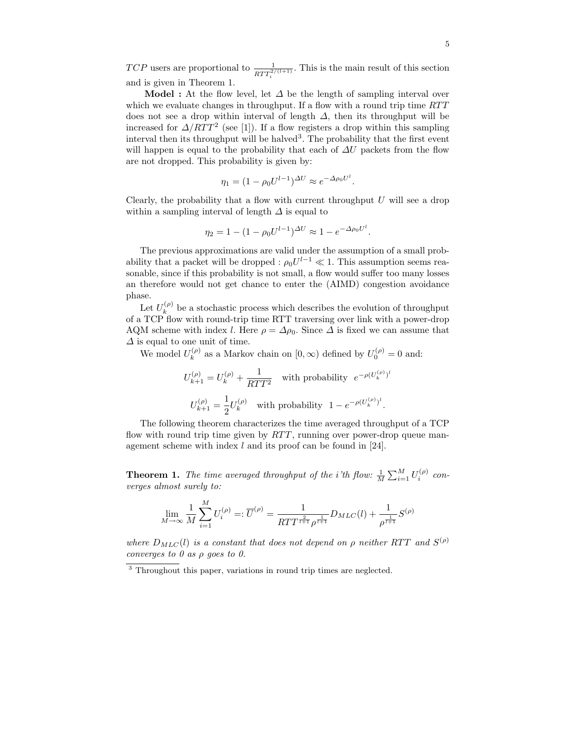$TCP$ users are proportional to $\frac{1}{RTT_i^{2/(l+1)}}$. This is the main result of this section and is given in Theorem 1.

**Model :** At the flow level, let $\Delta$ be the length of sampling interval over which we evaluate changes in throughput. If a flow with a round trip time $RTT$ does not see a drop within interval of length $\Delta$, then its throughput will be increased for $\Delta/RTT^2$ (see [1]). If a flow registers a drop within this sampling interval then its throughput will be halved[3]. The probability that the first event will happen is equal to the probability that each of $\Delta U$ packets from the flow are not dropped. This probability is given by:

$$\eta_1 = (1 - \rho_0 U^{l-1})^{\Delta U} \approx e^{-\Delta \rho_0 U^l}.$$

Clearly, the probability that a flow with current throughput $U$ will see a drop within a sampling interval of length $\Delta$ is equal to

$$\eta_2 = 1 - (1 - \rho_0 U^{l-1})^{\Delta U} \approx 1 - e^{-\Delta \rho_0 U^l}.$$

The previous approximations are valid under the assumption of a small probability that a packet will be dropped : $\rho_0 U^{l-1} \ll 1$. This assumption seems reasonable, since if this probability is not small, a flow would suffer too many losses an therefore would not get chance to enter the (AIMD) congestion avoidance phase.

Let $U_k^{(\rho)}$ be a stochastic process which describes the evolution of throughput of a TCP flow with round-trip time RTT traversing over link with a power-drop AQM scheme with index $l$. Here $\rho = \Delta \rho_0$. Since $\Delta$ is fixed we can assume that $\Delta$ is equal to one unit of time.

We model $U_k^{(\rho)}$ as a Markov chain on $[0, \infty)$ defined by $U_0^{(\rho)} = 0$ and:

$$U_{k+1}^{(\rho)} = U_k^{(\rho)} + \frac{1}{RTT^2} \quad \text{with probability} \quad e^{-\rho (U_k^{(\rho)})^l}$$

$$U_{k+1}^{(\rho)} = \frac{1}{2} U_k^{(\rho)} \quad \text{with probability} \quad 1 - e^{-\rho (U_k^{(\rho)})^l}.$$

The following theorem characterizes the time averaged throughput of a TCP flow with round trip time given by $RTT$, running over power-drop queue management scheme with index $l$ and its proof can be found in [24].

**Theorem 1.** *The time averaged throughput of the i'th flow: $\frac{1}{M}\sum_{i=1}^{M} U_i^{(\rho)}$ converges almost surely to:*

$$\lim_{M \to \infty} \frac{1}{M} \sum_{i=1}^{M} U_i^{(\rho)} =: \overline{U}^{(\rho)} = \frac{1}{RTT^{\frac{2}{l+1}} \rho^{\frac{1}{l+1}}} D_{MLC}(l) + \frac{1}{\rho^{\frac{1}{l+1}}} S^{(\rho)}$$

*where $D_{MLC}(l)$ is a constant that does not depend on $\rho$ neither $RTT$ and $S^{(\rho)}$ converges to 0 as $\rho$ goes to 0.*

[3] Throughout this paper, variations in round trip times are neglected.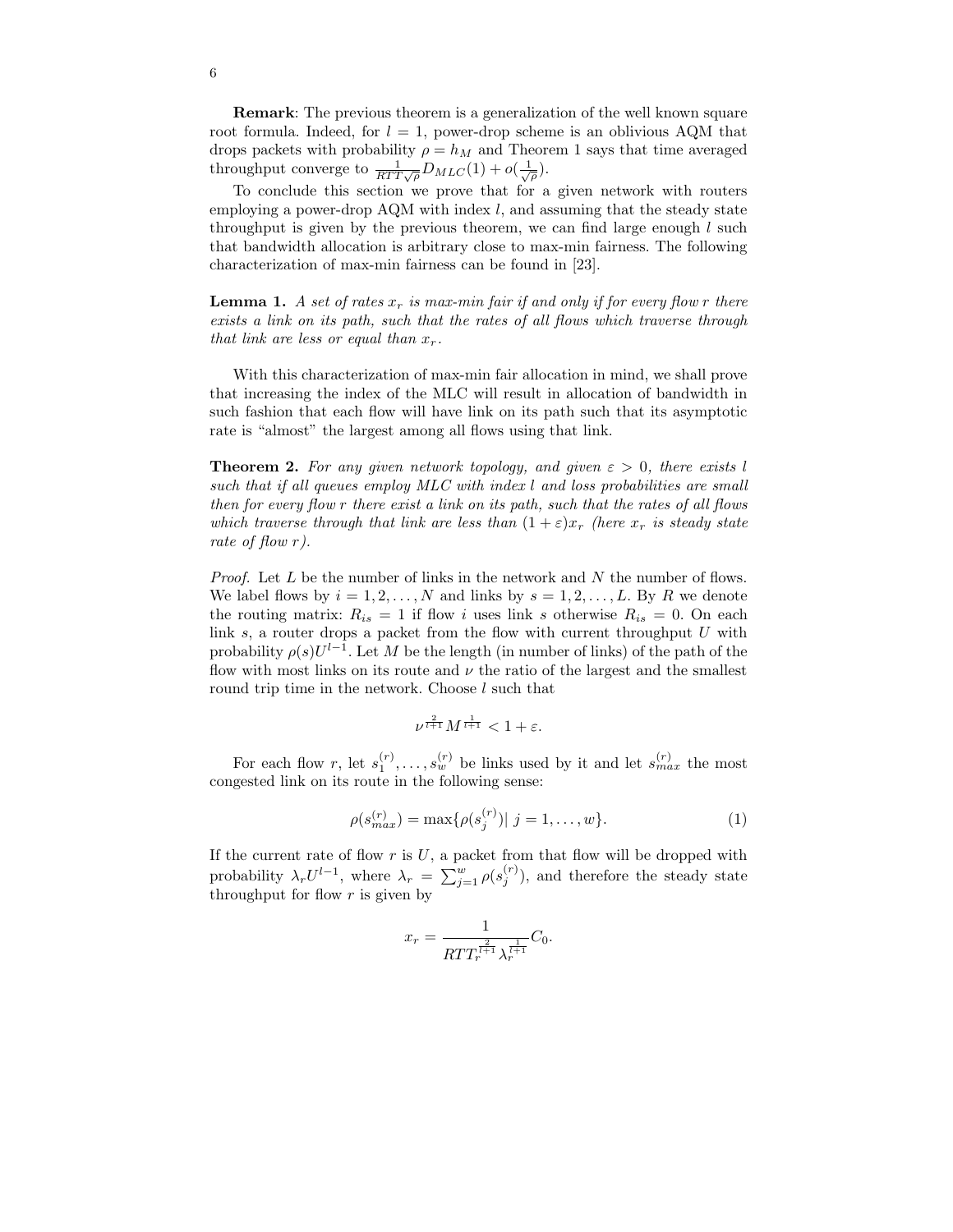**Remark**: The previous theorem is a generalization of the well known square root formula. Indeed, for $l = 1$, power-drop scheme is an oblivious AQM that drops packets with probability $\rho = h_M$ and Theorem 1 says that time averaged throughput converge to $\frac{1}{RTT\sqrt{\rho}} D_{MLC}(1) + o(\frac{1}{\sqrt{\rho}})$.

To conclude this section we prove that for a given network with routers employing a power-drop AQM with index $l$, and assuming that the steady state throughput is given by the previous theorem, we can find large enough $l$ such that bandwidth allocation is arbitrary close to max-min fairness. The following characterization of max-min fairness can be found in [23].

**Lemma 1.** *A set of rates $x_r$ is max-min fair if and only if for every flow $r$ there exists a link on its path, such that the rates of all flows which traverse through that link are less or equal than $x_r$.*

With this characterization of max-min fair allocation in mind, we shall prove that increasing the index of the MLC will result in allocation of bandwidth in such fashion that each flow will have link on its path such that its asymptotic rate is "almost" the largest among all flows using that link.

**Theorem 2.** *For any given network topology, and given $\varepsilon > 0$, there exists $l$ such that if all queues employ MLC with index $l$ and loss probabilities are small then for every flow $r$ there exist a link on its path, such that the rates of all flows which traverse through that link are less than $(1+\varepsilon)x_r$ (here $x_r$ is steady state rate of flow $r$).*

*Proof.* Let $L$ be the number of links in the network and $N$ the number of flows. We label flows by $i = 1, 2, \ldots, N$ and links by $s = 1, 2, \ldots, L$. By $R$ we denote the routing matrix: $R_{is} = 1$ if flow $i$ uses link $s$ otherwise $R_{is} = 0$. On each link $s$, a router drops a packet from the flow with current throughput $U$ with probability $\rho(s)U^{l-1}$. Let $M$ be the length (in number of links) of the path of the flow with most links on its route and $\nu$ the ratio of the largest and the smallest round trip time in the network. Choose $l$ such that

$$\nu^{\frac{2}{l+1}} M^{\frac{1}{l+1}} < 1 + \varepsilon.$$

For each flow $r$, let $s_1^{(r)}, \ldots, s_w^{(r)}$ be links used by it and let $s_{max}^{(r)}$ the most congested link on its route in the following sense:

$$\rho(s_{max}^{(r)}) = \max\{\rho(s_j^{(r)}) |\ j = 1, \ldots, w\}. \tag{1}$$

If the current rate of flow $r$ is $U$, a packet from that flow will be dropped with probability $\lambda_r U^{l-1}$, where $\lambda_r = \sum_{j=1}^{w} \rho(s_j^{(r)})$, and therefore the steady state throughput for flow $r$ is given by

$$x_r = \frac{1}{RTT_r^{\frac{2}{l+1}} \lambda_r^{\frac{1}{l+1}}} C_0.$$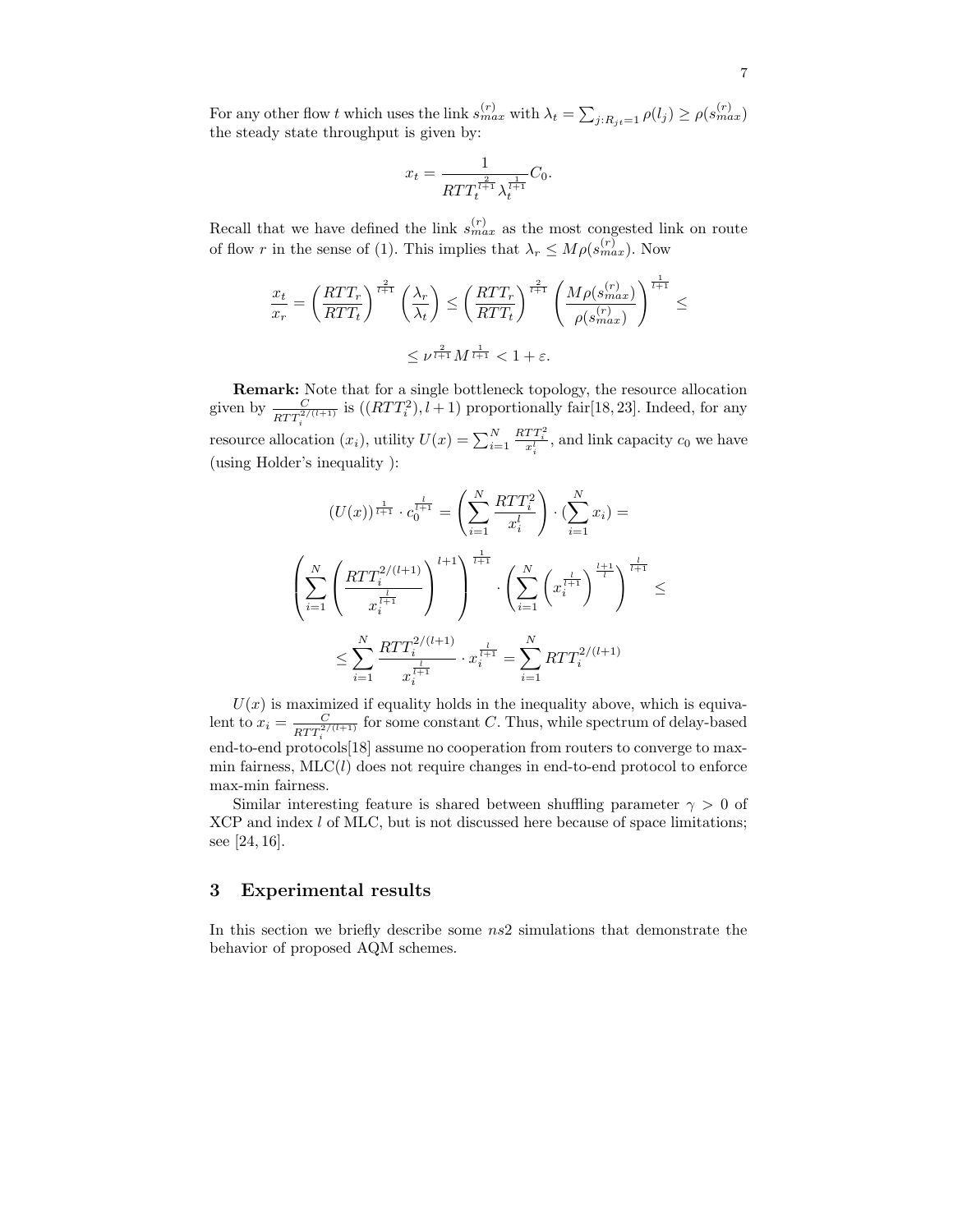For any other flow $t$ which uses the link $s_{max}^{(r)}$ with $\lambda_t = \sum_{j:R_{jt}=1} \rho(l_j) \geq \rho(s_{max}^{(r)})$ the steady state throughput is given by:

$$x_t = \frac{1}{RTT_t^{\frac{2}{l+1}} \lambda_t^{\frac{1}{l+1}}} C_0.$$

Recall that we have defined the link $s_{max}^{(r)}$ as the most congested link on route of flow $r$ in the sense of (1). This implies that $\lambda_r \leq M\rho(s_{max}^{(r)})$. Now

$$\frac{x_t}{x_r} = \left(\frac{RTT_r}{RTT_t}\right)^{\frac{2}{l+1}} \left(\frac{\lambda_r}{\lambda_t}\right) \leq \left(\frac{RTT_r}{RTT_t}\right)^{\frac{2}{l+1}} \left(\frac{M\rho(s_{max}^{(r)})}{\rho(s_{max}^{(r)})}\right)^{\frac{1}{l+1}} \leq$$

$$\leq \nu^{\frac{2}{l+1}} M^{\frac{1}{l+1}} < 1 + \varepsilon.$$

**Remark:** Note that for a single bottleneck topology, the resource allocation given by $\frac{C}{RTT_i^{2/(l+1)}}$ is $((RTT_i^2), l+1)$ proportionally fair[18, 23]. Indeed, for any resource allocation $(x_i)$, utility $U(x) = \sum_{i=1}^{N} \frac{RTT_i^2}{x_i^l}$, and link capacity $c_0$ we have (using Holder's inequality ):

$$(U(x))^{\frac{1}{l+1}} \cdot c_0^{\frac{l}{l+1}} = \left(\sum_{i=1}^{N} \frac{RTT_i^2}{x_i^l}\right) \cdot (\sum_{i=1}^{N} x_i) =$$

$$\left(\sum_{i=1}^{N} \left(\frac{RTT_i^{2/(l+1)}}{x_i^{\frac{l}{l+1}}}\right)^{l+1}\right)^{\frac{1}{l+1}} \cdot \left(\sum_{i=1}^{N} \left(x_i^{\frac{l}{l+1}}\right)^{\frac{l+1}{l}}\right)^{\frac{l}{l+1}} \leq$$

$$\leq \sum_{i=1}^{N} \frac{RTT_i^{2/(l+1)}}{x_i^{\frac{l}{l+1}}} \cdot x_i^{\frac{l}{l+1}} = \sum_{i=1}^{N} RTT_i^{2/(l+1)}$$

$U(x)$ is maximized if equality holds in the inequality above, which is equivalent to $x_i = \frac{C}{RTT_i^{2/(l+1)}}$ for some constant $C$. Thus, while spectrum of delay-based end-to-end protocols[18] assume no cooperation from routers to converge to max-min fairness, MLC($l$) does not require changes in end-to-end protocol to enforce max-min fairness.

Similar interesting feature is shared between shuffling parameter $\gamma > 0$ of XCP and index $l$ of MLC, but is not discussed here because of space limitations; see [24, 16].

## 3 Experimental results

In this section we briefly describe some *ns*2 simulations that demonstrate the behavior of proposed AQM schemes.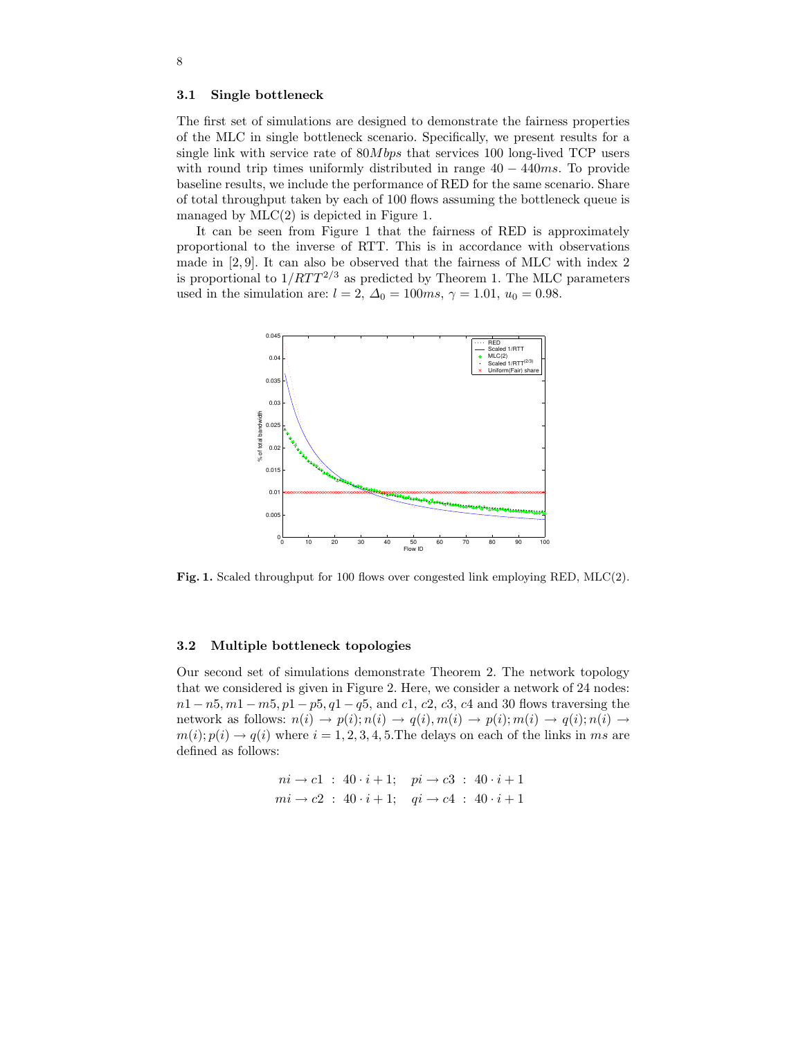### 3.1 Single bottleneck

The first set of simulations are designed to demonstrate the fairness properties of the MLC in single bottleneck scenario. Specifically, we present results for a single link with service rate of $80Mbps$ that services 100 long-lived TCP users with round trip times uniformly distributed in range $40 - 440ms$. To provide baseline results, we include the performance of RED for the same scenario. Share of total throughput taken by each of 100 flows assuming the bottleneck queue is managed by MLC(2) is depicted in Figure 1.

It can be seen from Figure 1 that the fairness of RED is approximately proportional to the inverse of RTT. This is in accordance with observations made in [2, 9]. It can also be observed that the fairness of MLC with index 2 is proportional to $1/RTT^{2/3}$ as predicted by Theorem 1. The MLC parameters used in the simulation are: $l = 2$, $\Delta_0 = 100ms$, $\gamma = 1.01$, $u_0 = 0.98$.

**Fig. 1.** Scaled throughput for 100 flows over congested link employing RED, MLC(2).

### 3.2 Multiple bottleneck topologies

Our second set of simulations demonstrate Theorem 2. The network topology that we considered is given in Figure 2. Here, we consider a network of 24 nodes: $n1 - n5, m1 - m5, p1 - p5, q1 - q5$, and $c1$, $c2$, $c3$, $c4$ and 30 flows traversing the network as follows: $n(i) \rightarrow p(i); n(i) \rightarrow q(i), m(i) \rightarrow p(i); m(i) \rightarrow q(i); n(i) \rightarrow m(i); p(i) \rightarrow q(i)$ where $i = 1, 2, 3, 4, 5$. The delays on each of the links in $ms$ are defined as follows:

$$ni \rightarrow c1 \; : \; 40 \cdot i + 1; \quad pi \rightarrow c3 \; : \; 40 \cdot i + 1$$
$$mi \rightarrow c2 \; : \; 40 \cdot i + 1; \quad qi \rightarrow c4 \; : \; 40 \cdot i + 1$$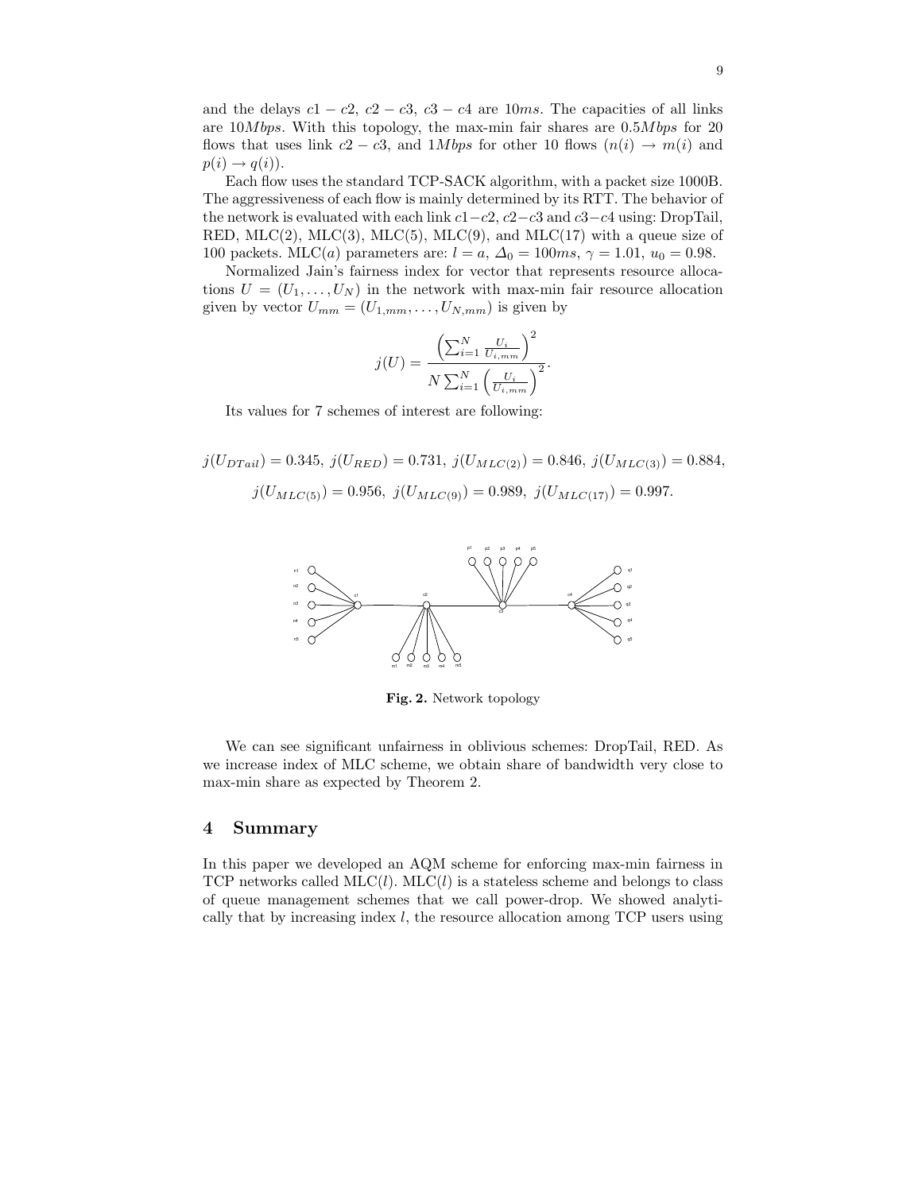and the delays $c1-c2$, $c2-c3$, $c3-c4$ are $10ms$. The capacities of all links are $10Mbps$. With this topology, the max-min fair shares are $0.5Mbps$ for 20 flows that uses link $c2-c3$, and $1Mbps$ for other 10 flows ($n(i) \rightarrow m(i)$ and $p(i) \rightarrow q(i)$).

Each flow uses the standard TCP-SACK algorithm, with a packet size 1000B. The aggressiveness of each flow is mainly determined by its RTT. The behavior of the network is evaluated with each link $c1-c2$, $c2-c3$ and $c3-c4$ using: DropTail, RED, MLC(2), MLC(3), MLC(5), MLC(9), and MLC(17) with a queue size of 100 packets. MLC($a$) parameters are: $l=a$, $\Delta_0 = 100ms$, $\gamma = 1.01$, $u_0 = 0.98$.

Normalized Jain's fairness index for vector that represents resource allocations $U = (U_1, \ldots, U_N)$ in the network with max-min fair resource allocation given by vector $U_{mm} = (U_{1,mm}, \ldots, U_{N,mm})$ is given by

$$j(U) = \frac{\left(\sum_{i=1}^{N} \frac{U_i}{U_{i,mm}}\right)^2}{N \sum_{i=1}^{N} \left(\frac{U_i}{U_{i,mm}}\right)^2}.$$

Its values for 7 schemes of interest are following:

$$j(U_{DTail}) = 0.345,\ j(U_{RED}) = 0.731,\ j(U_{MLC(2)}) = 0.846,\ j(U_{MLC(3)}) = 0.884,$$

$$j(U_{MLC(5)}) = 0.956,\ j(U_{MLC(9)}) = 0.989,\ j(U_{MLC(17)}) = 0.997.$$

**Fig. 2.** Network topology

We can see significant unfairness in oblivious schemes: DropTail, RED. As we increase index of MLC scheme, we obtain share of bandwidth very close to max-min share as expected by Theorem 2.

## 4 Summary

In this paper we developed an AQM scheme for enforcing max-min fairness in TCP networks called MLC($l$). MLC($l$) is a stateless scheme and belongs to class of queue management schemes that we call power-drop. We showed analytically that by increasing index $l$, the resource allocation among TCP users using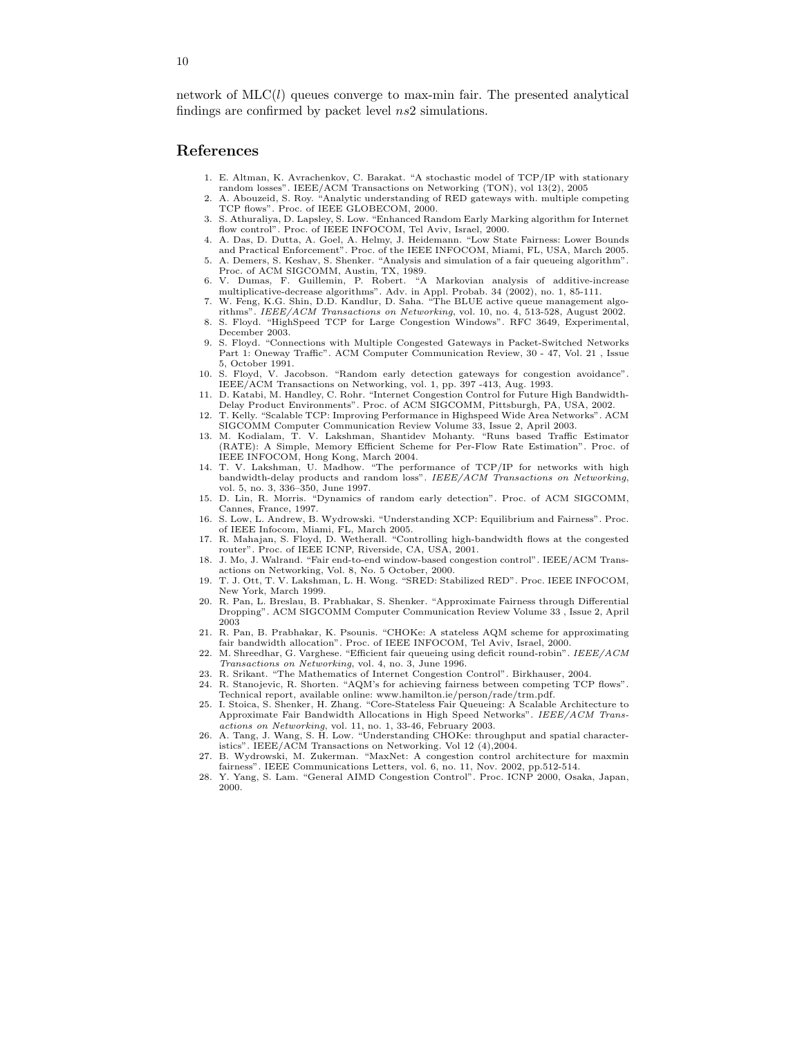network of MLC($l$) queues converge to max-min fair. The presented analytical findings are confirmed by packet level *ns*2 simulations.

## References

1. E. Altman, K. Avrachenkov, C. Barakat. "A stochastic model of TCP/IP with stationary random losses". IEEE/ACM Transactions on Networking (TON), vol 13(2), 2005
2. A. Abouzeid, S. Roy. "Analytic understanding of RED gateways with. multiple competing TCP flows". Proc. of IEEE GLOBECOM, 2000.
3. S. Athuraliya, D. Lapsley, S. Low. "Enhanced Random Early Marking algorithm for Internet flow control". Proc. of IEEE INFOCOM, Tel Aviv, Israel, 2000.
4. A. Das, D. Dutta, A. Goel, A. Helmy, J. Heidemann. "Low State Fairness: Lower Bounds and Practical Enforcement". Proc. of the IEEE INFOCOM, Miami, FL, USA, March 2005.
5. A. Demers, S. Keshav, S. Shenker. "Analysis and simulation of a fair queueing algorithm". Proc. of ACM SIGCOMM, Austin, TX, 1989.
6. V. Dumas, F. Guillemin, P. Robert. "A Markovian analysis of additive-increase multiplicative-decrease algorithms". Adv. in Appl. Probab. 34 (2002), no. 1, 85-111.
7. W. Feng, K.G. Shin, D.D. Kandlur, D. Saha. "The BLUE active queue management algorithms". *IEEE/ACM Transactions on Networking*, vol. 10, no. 4, 513-528, August 2002.
8. S. Floyd. "HighSpeed TCP for Large Congestion Windows". RFC 3649, Experimental, December 2003.
9. S. Floyd. "Connections with Multiple Congested Gateways in Packet-Switched Networks Part 1: Oneway Traffic". ACM Computer Communication Review, 30 - 47, Vol. 21 , Issue 5, October 1991.
10. S. Floyd, V. Jacobson. "Random early detection gateways for congestion avoidance". IEEE/ACM Transactions on Networking, vol. 1, pp. 397 -413, Aug. 1993.
11. D. Katabi, M. Handley, C. Rohr. "Internet Congestion Control for Future High Bandwidth-Delay Product Environments". Proc. of ACM SIGCOMM, Pittsburgh, PA, USA, 2002.
12. T. Kelly. "Scalable TCP: Improving Performance in Highspeed Wide Area Networks". ACM SIGCOMM Computer Communication Review Volume 33, Issue 2, April 2003.
13. M. Kodialam, T. V. Lakshman, Shantidev Mohanty. "Runs based Traffic Estimator (RATE): A Simple, Memory Efficient Scheme for Per-Flow Rate Estimation". Proc. of IEEE INFOCOM, Hong Kong, March 2004.
14. T. V. Lakshman, U. Madhow. "The performance of TCP/IP for networks with high bandwidth-delay products and random loss". *IEEE/ACM Transactions on Networking*, vol. 5, no. 3, 336–350, June 1997.
15. D. Lin, R. Morris. "Dynamics of random early detection". Proc. of ACM SIGCOMM, Cannes, France, 1997.
16. S. Low, L. Andrew, B. Wydrowski. "Understanding XCP: Equilibrium and Fairness". Proc. of IEEE Infocom, Miami, FL, March 2005.
17. R. Mahajan, S. Floyd, D. Wetherall. "Controlling high-bandwidth flows at the congested router". Proc. of IEEE ICNP, Riverside, CA, USA, 2001.
18. J. Mo, J. Walrand. "Fair end-to-end window-based congestion control". IEEE/ACM Transactions on Networking, Vol. 8, No. 5 October, 2000.
19. T. J. Ott, T. V. Lakshman, L. H. Wong. "SRED: Stabilized RED". Proc. IEEE INFOCOM, New York, March 1999.
20. R. Pan, L. Breslau, B. Prabhakar, S. Shenker. "Approximate Fairness through Differential Dropping". ACM SIGCOMM Computer Communication Review Volume 33 , Issue 2, April 2003
21. R. Pan, B. Prabhakar, K. Psounis. "CHOKe: A stateless AQM scheme for approximating fair bandwidth allocation". Proc. of IEEE INFOCOM, Tel Aviv, Israel, 2000.
22. M. Shreedhar, G. Varghese. "Efficient fair queueing using deficit round-robin". *IEEE/ACM Transactions on Networking*, vol. 4, no. 3, June 1996.
23. R. Srikant. "The Mathematics of Internet Congestion Control". Birkhauser, 2004.
24. R. Stanojevic, R. Shorten. "AQM's for achieving fairness between competing TCP flows". Technical report, available online: www.hamilton.ie/person/rade/trm.pdf.
25. I. Stoica, S. Shenker, H. Zhang. "Core-Stateless Fair Queueing: A Scalable Architecture to Approximate Fair Bandwidth Allocations in High Speed Networks". *IEEE/ACM Transactions on Networking*, vol. 11, no. 1, 33-46, February 2003.
26. A. Tang, J. Wang, S. H. Low. "Understanding CHOKe: throughput and spatial characteristics". IEEE/ACM Transactions on Networking. Vol 12 (4),2004.
27. B. Wydrowski, M. Zukerman. "MaxNet: A congestion control architecture for maxmin fairness". IEEE Communications Letters, vol. 6, no. 11, Nov. 2002, pp.512-514.
28. Y. Yang, S. Lam. "General AIMD Congestion Control". Proc. ICNP 2000, Osaka, Japan, 2000.